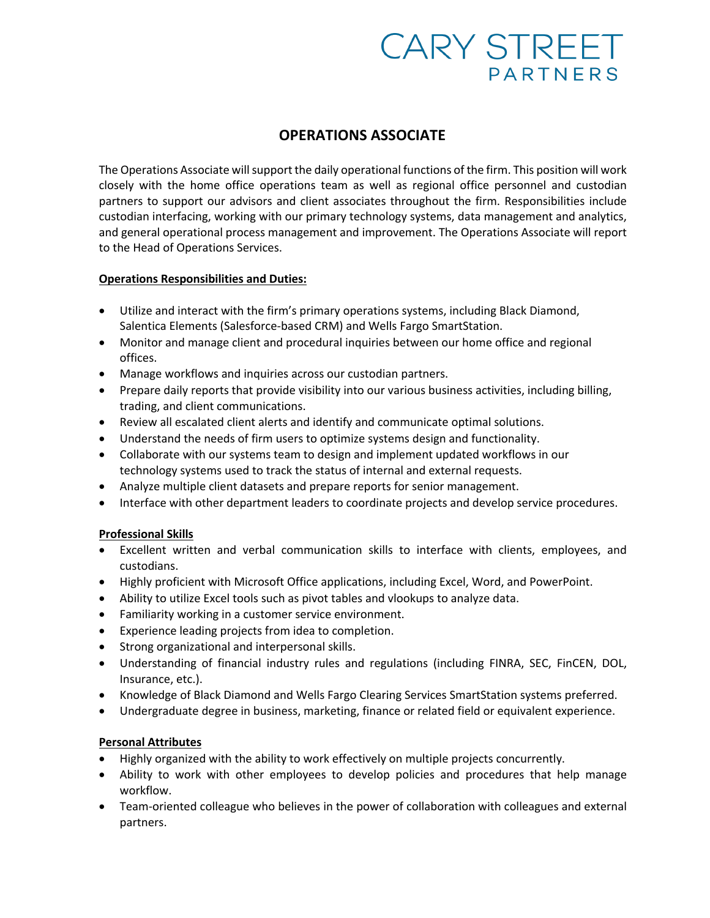CARY STREET PARTNERS

# OPERATIONS ASSOCIATE

The Operations Associate will support the daily operational functions of the firm. This position will work closely with the home office operations team as well as regional office personnel and custodian partners to support our advisors and client associates throughout the firm. Responsibilities include custodian interfacing, working with our primary technology systems, data management and analytics, and general operational process management and improvement. The Operations Associate will report to the Head of Operations Services.

**Operations Responsibilities and Duties:**

- Utilize and interact with the firm's primary operations systems, including Black Diamond, Salentica Elements (Salesforce-based CRM) and Wells Fargo SmartStation.
- Monitor and manage client and procedural inquiries between our home office and regional offices.
- Manage workflows and inquiries across our custodian partners.
- Prepare daily reports that provide visibility into our various business activities, including billing, trading, and client communications.
- Review all escalated client alerts and identify and communicate optimal solutions.
- Understand the needs of firm users to optimize systems design and functionality.
- Collaborate with our systems team to design and implement updated workflows in our technology systems used to track the status of internal and external requests.
- Analyze multiple client datasets and prepare reports for senior management.
- Interface with other department leaders to coordinate projects and develop service procedures.

**Professional Skills**

- Excellent written and verbal communication skills to interface with clients, employees, and custodians.
- Highly proficient with Microsoft Office applications, including Excel, Word, and PowerPoint.
- Ability to utilize Excel tools such as pivot tables and vlookups to analyze data.
- Familiarity working in a customer service environment.
- Experience leading projects from idea to completion.
- Strong organizational and interpersonal skills.
- Understanding of financial industry rules and regulations (including FINRA, SEC, FinCEN, DOL, Insurance, etc.).
- Knowledge of Black Diamond and Wells Fargo Clearing Services SmartStation systems preferred.
- Undergraduate degree in business, marketing, finance or related field or equivalent experience.

**Personal Attributes**

- Highly organized with the ability to work effectively on multiple projects concurrently.
- Ability to work with other employees to develop policies and procedures that help manage workflow.
- Team-oriented colleague who believes in the power of collaboration with colleagues and external partners.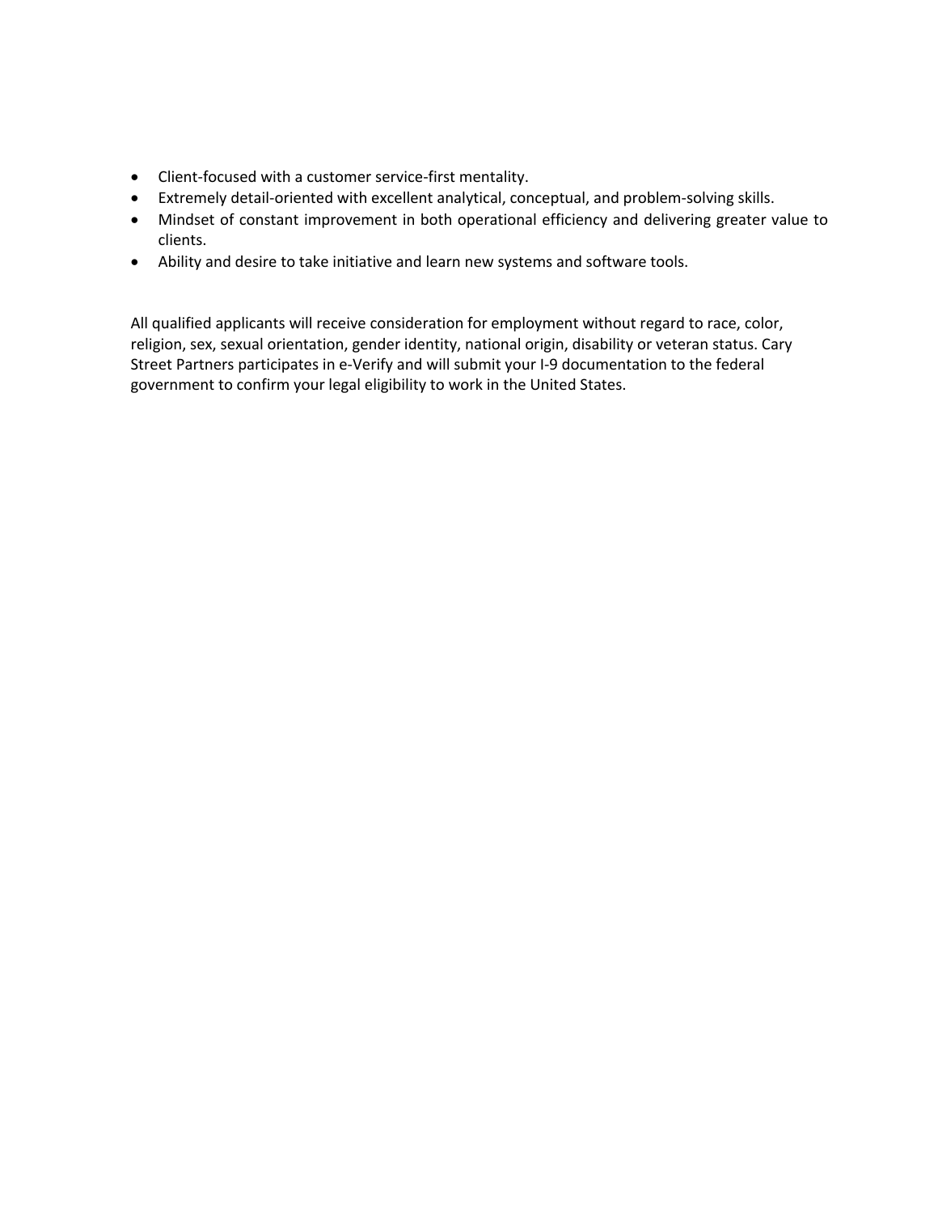- Client-focused with a customer service-first mentality.
- Extremely detail-oriented with excellent analytical, conceptual, and problem-solving skills.
- Mindset of constant improvement in both operational efficiency and delivering greater value to clients.
- Ability and desire to take initiative and learn new systems and software tools.

All qualified applicants will receive consideration for employment without regard to race, color, religion, sex, sexual orientation, gender identity, national origin, disability or veteran status. Cary Street Partners participates in e-Verify and will submit your I-9 documentation to the federal government to confirm your legal eligibility to work in the United States.